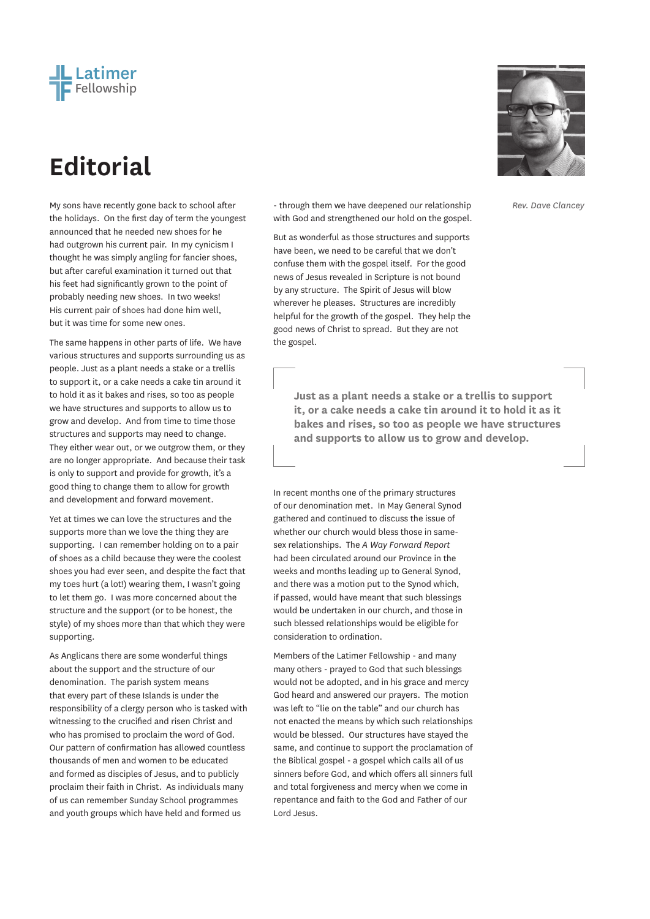Latimer Fellowship

# Editorial

*Rev. Dave Clancey*

My sons have recently gone back to school after the holidays. On the first day of term the youngest announced that he needed new shoes for he had outgrown his current pair. In my cynicism I thought he was simply angling for fancier shoes, but after careful examination it turned out that his feet had significantly grown to the point of probably needing new shoes. In two weeks! His current pair of shoes had done him well, but it was time for some new ones.

The same happens in other parts of life. We have various structures and supports surrounding us as people. Just as a plant needs a stake or a trellis to support it, or a cake needs a cake tin around it to hold it as it bakes and rises, so too as people we have structures and supports to allow us to grow and develop. And from time to time those structures and supports may need to change. They either wear out, or we outgrow them, or they are no longer appropriate. And because their task is only to support and provide for growth, it's a good thing to change them to allow for growth and development and forward movement.

Yet at times we can love the structures and the supports more than we love the thing they are supporting. I can remember holding on to a pair of shoes as a child because they were the coolest shoes you had ever seen, and despite the fact that my toes hurt (a lot!) wearing them, I wasn't going to let them go. I was more concerned about the structure and the support (or to be honest, the style) of my shoes more than that which they were supporting.

As Anglicans there are some wonderful things about the support and the structure of our denomination. The parish system means that every part of these Islands is under the responsibility of a clergy person who is tasked with witnessing to the crucified and risen Christ and who has promised to proclaim the word of God. Our pattern of confirmation has allowed countless thousands of men and women to be educated and formed as disciples of Jesus, and to publicly proclaim their faith in Christ. As individuals many of us can remember Sunday School programmes and youth groups which have held and formed us - through them we have deepened our relationship with God and strengthened our hold on the gospel.

But as wonderful as those structures and supports have been, we need to be careful that we don't confuse them with the gospel itself. For the good news of Jesus revealed in Scripture is not bound by any structure. The Spirit of Jesus will blow wherever he pleases. Structures are incredibly helpful for the growth of the gospel. They help the good news of Christ to spread. But they are not the gospel.

> **Just as a plant needs a stake or a trellis to support it, or a cake needs a cake tin around it to hold it as it bakes and rises, so too as people we have structures and supports to allow us to grow and develop.**

In recent months one of the primary structures of our denomination met. In May General Synod gathered and continued to discuss the issue of whether our church would bless those in same-sex relationships. The *A Way Forward Report* had been circulated around our Province in the weeks and months leading up to General Synod, and there was a motion put to the Synod which, if passed, would have meant that such blessings would be undertaken in our church, and those in such blessed relationships would be eligible for consideration to ordination.

Members of the Latimer Fellowship - and many many others - prayed to God that such blessings would not be adopted, and in his grace and mercy God heard and answered our prayers. The motion was left to "lie on the table" and our church has not enacted the means by which such relationships would be blessed. Our structures have stayed the same, and continue to support the proclamation of the Biblical gospel - a gospel which calls all of us sinners before God, and which offers all sinners full and total forgiveness and mercy when we come in repentance and faith to the God and Father of our Lord Jesus.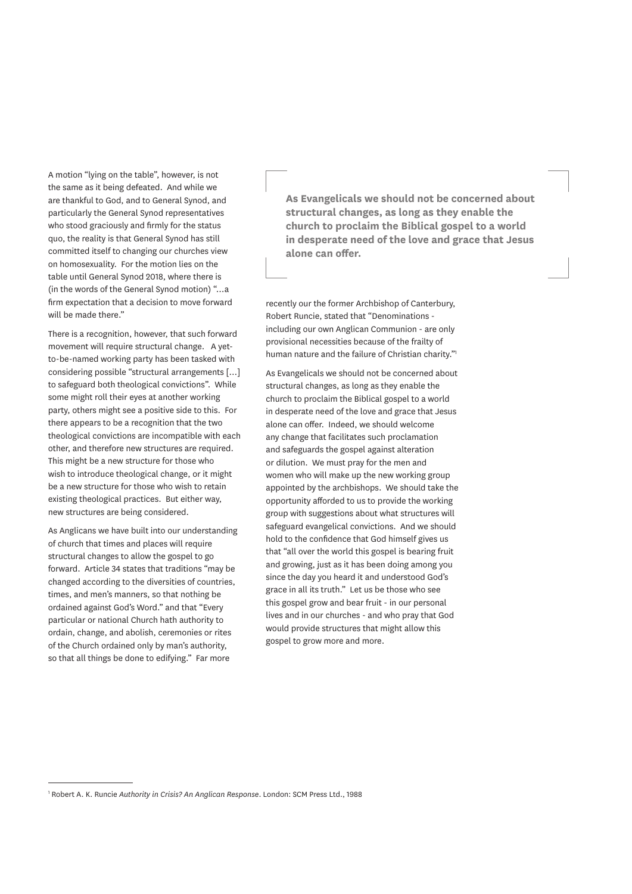A motion "lying on the table", however, is not the same as it being defeated. And while we are thankful to God, and to General Synod, and particularly the General Synod representatives who stood graciously and firmly for the status quo, the reality is that General Synod has still committed itself to changing our churches view on homosexuality. For the motion lies on the table until General Synod 2018, where there is (in the words of the General Synod motion) "…a firm expectation that a decision to move forward will be made there."

There is a recognition, however, that such forward movement will require structural change. A yet-to-be-named working party has been tasked with considering possible "structural arrangements […] to safeguard both theological convictions". While some might roll their eyes at another working party, others might see a positive side to this. For there appears to be a recognition that the two theological convictions are incompatible with each other, and therefore new structures are required. This might be a new structure for those who wish to introduce theological change, or it might be a new structure for those who wish to retain existing theological practices. But either way, new structures are being considered.

As Anglicans we have built into our understanding of church that times and places will require structural changes to allow the gospel to go forward. Article 34 states that traditions "may be changed according to the diversities of countries, times, and men's manners, so that nothing be ordained against God's Word." and that "Every particular or national Church hath authority to ordain, change, and abolish, ceremonies or rites of the Church ordained only by man's authority, so that all things be done to edifying." Far more recently our the former Archbishop of Canterbury, Robert Runcie, stated that "Denominations - including our own Anglican Communion - are only provisional necessities because of the frailty of human nature and the failure of Christian charity."[1]

> **As Evangelicals we should not be concerned about structural changes, as long as they enable the church to proclaim the Biblical gospel to a world in desperate need of the love and grace that Jesus alone can offer.**

As Evangelicals we should not be concerned about structural changes, as long as they enable the church to proclaim the Biblical gospel to a world in desperate need of the love and grace that Jesus alone can offer. Indeed, we should welcome any change that facilitates such proclamation and safeguards the gospel against alteration or dilution. We must pray for the men and women who will make up the new working group appointed by the archbishops. We should take the opportunity afforded to us to provide the working group with suggestions about what structures will safeguard evangelical convictions. And we should hold to the confidence that God himself gives us that "all over the world this gospel is bearing fruit and growing, just as it has been doing among you since the day you heard it and understood God's grace in all its truth." Let us be those who see this gospel grow and bear fruit - in our personal lives and in our churches - and who pray that God would provide structures that might allow this gospel to grow more and more.

---

[1] Robert A. K. Runcie *Authority in Crisis? An Anglican Response*. London: SCM Press Ltd., 1988